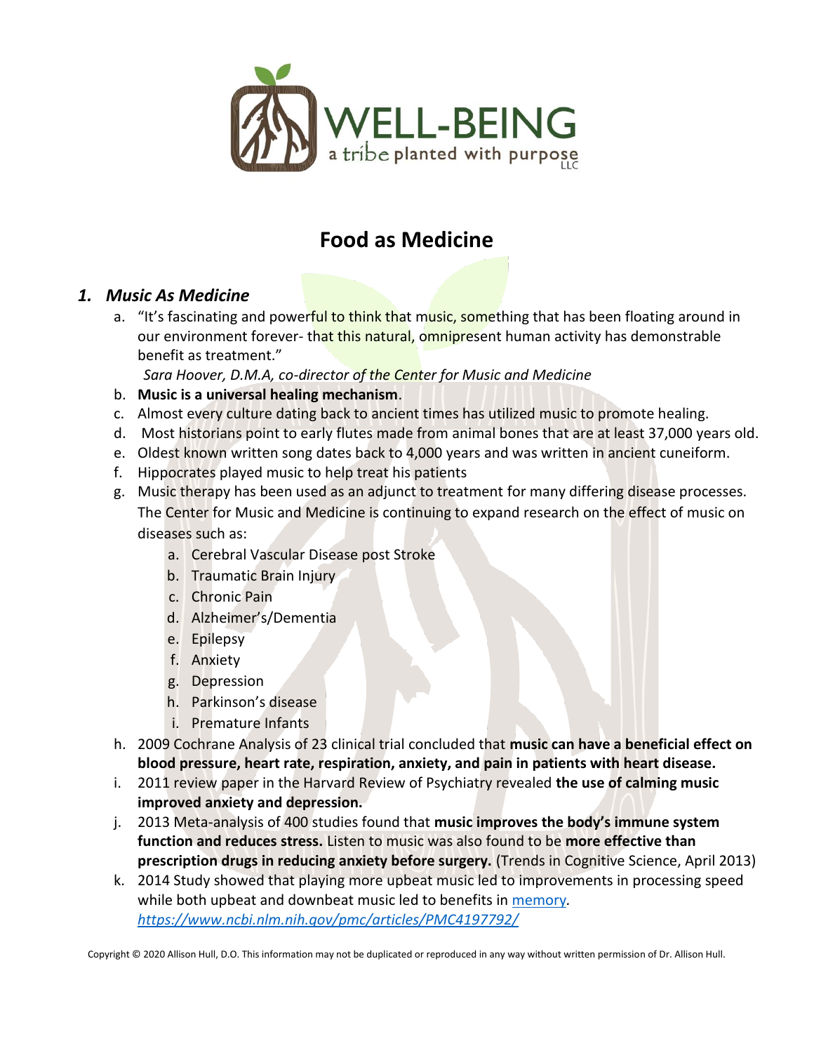WELL-BEING

a tribe planted with purpose LLC

# Food as Medicine

## 1. *Music As Medicine*

a. "It's fascinating and powerful to think that music, something that has been floating around in our environment forever- that this natural, omnipresent human activity has demonstrable benefit as treatment."
   *Sara Hoover, D.M.A, co-director of the Center for Music and Medicine*

b. **Music is a universal healing mechanism**.

c. Almost every culture dating back to ancient times has utilized music to promote healing.

d. Most historians point to early flutes made from animal bones that are at least 37,000 years old.

e. Oldest known written song dates back to 4,000 years and was written in ancient cuneiform.

f. Hippocrates played music to help treat his patients

g. Music therapy has been used as an adjunct to treatment for many differing disease processes. The Center for Music and Medicine is continuing to expand research on the effect of music on diseases such as:
   a. Cerebral Vascular Disease post Stroke
   b. Traumatic Brain Injury
   c. Chronic Pain
   d. Alzheimer's/Dementia
   e. Epilepsy
   f. Anxiety
   g. Depression
   h. Parkinson's disease
   i. Premature Infants

h. 2009 Cochrane Analysis of 23 clinical trial concluded that **music can have a beneficial effect on blood pressure, heart rate, respiration, anxiety, and pain in patients with heart disease.**

i. 2011 review paper in the Harvard Review of Psychiatry revealed **the use of calming music improved anxiety and depression.**

j. 2013 Meta-analysis of 400 studies found that **music improves the body's immune system function and reduces stress.** Listen to music was also found to be **more effective than prescription drugs in reducing anxiety before surgery.** (Trends in Cognitive Science, April 2013)

k. 2014 Study showed that playing more upbeat music led to improvements in processing speed while both upbeat and downbeat music led to benefits in [memory](https://www.ncbi.nlm.nih.gov/pmc/articles/PMC4197792/).
   *[https://www.ncbi.nlm.nih.gov/pmc/articles/PMC4197792/](https://www.ncbi.nlm.nih.gov/pmc/articles/PMC4197792/)*

Copyright © 2020 Allison Hull, D.O. This information may not be duplicated or reproduced in any way without written permission of Dr. Allison Hull.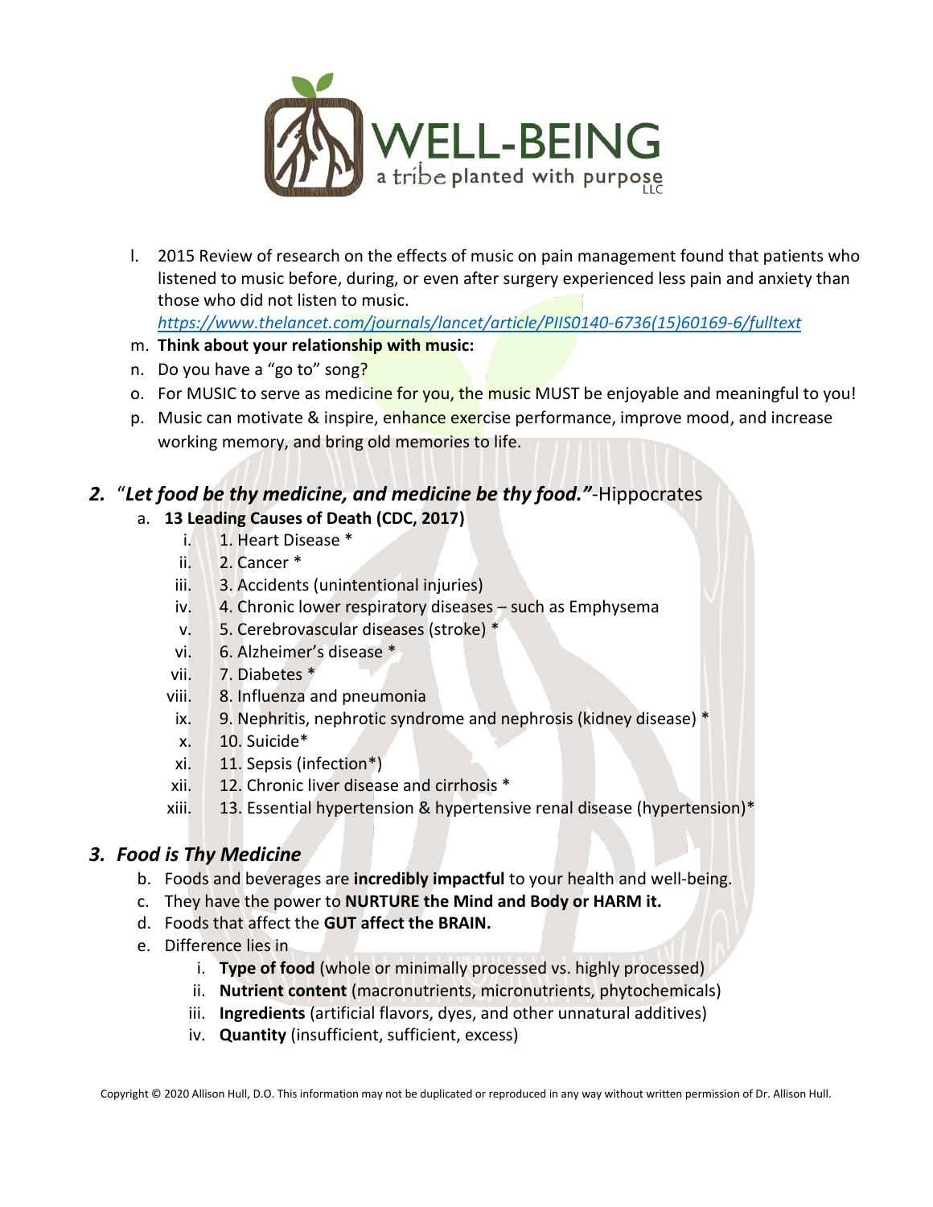l. 2015 Review of research on the effects of music on pain management found that patients who listened to music before, during, or even after surgery experienced less pain and anxiety than those who did not listen to music. https://www.thelancet.com/journals/lancet/article/PIIS0140-6736(15)60169-6/fulltext

m. **Think about your relationship with music:**

n. Do you have a "go to" song?

o. For MUSIC to serve as medicine for you, the music MUST be enjoyable and meaningful to you!

p. Music can motivate & inspire, enhance exercise performance, improve mood, and increase working memory, and bring old memories to life.

## 2. "*Let food be thy medicine, and medicine be thy food."*-Hippocrates

a. **13 Leading Causes of Death (CDC, 2017)**

   i. 1. Heart Disease *

   ii. 2. Cancer *

   iii. 3. Accidents (unintentional injuries)

   iv. 4. Chronic lower respiratory diseases – such as Emphysema

   v. 5. Cerebrovascular diseases (stroke) *

   vi. 6. Alzheimer's disease *

   vii. 7. Diabetes *

   viii. 8. Influenza and pneumonia

   ix. 9. Nephritis, nephrotic syndrome and nephrosis (kidney disease) *

   x. 10. Suicide*

   xi. 11. Sepsis (infection*)

   xii. 12. Chronic liver disease and cirrhosis *

   xiii. 13. Essential hypertension & hypertensive renal disease (hypertension)*

## 3. *Food is Thy Medicine*

b. Foods and beverages are **incredibly impactful** to your health and well-being.

c. They have the power to **NURTURE the Mind and Body or HARM it.**

d. Foods that affect the **GUT affect the BRAIN.**

e. Difference lies in

   i. **Type of food** (whole or minimally processed vs. highly processed)

   ii. **Nutrient content** (macronutrients, micronutrients, phytochemicals)

   iii. **Ingredients** (artificial flavors, dyes, and other unnatural additives)

   iv. **Quantity** (insufficient, sufficient, excess)

Copyright © 2020 Allison Hull, D.O. This information may not be duplicated or reproduced in any way without written permission of Dr. Allison Hull.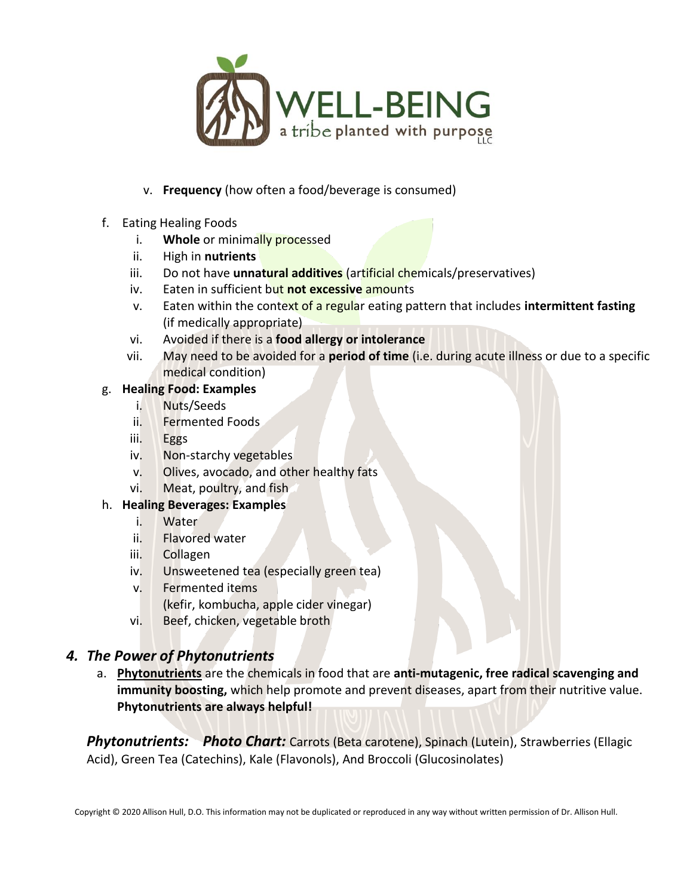v. **Frequency** (how often a food/beverage is consumed)

f. Eating Healing Foods
   i. **Whole** or minimally processed
   ii. High in **nutrients**
   iii. Do not have **unnatural additives** (artificial chemicals/preservatives)
   iv. Eaten in sufficient but **not excessive** amounts
   v. Eaten within the context of a regular eating pattern that includes **intermittent fasting** (if medically appropriate)
   vi. Avoided if there is a **food allergy or intolerance**
   vii. May need to be avoided for a **period of time** (i.e. during acute illness or due to a specific medical condition)

g. **Healing Food: Examples**
   i. Nuts/Seeds
   ii. Fermented Foods
   iii. Eggs
   iv. Non-starchy vegetables
   v. Olives, avocado, and other healthy fats
   vi. Meat, poultry, and fish

h. **Healing Beverages: Examples**
   i. Water
   ii. Flavored water
   iii. Collagen
   iv. Unsweetened tea (especially green tea)
   v. Fermented items
      (kefir, kombucha, apple cider vinegar)
   vi. Beef, chicken, vegetable broth

## *4. The Power of Phytonutrients*

a. **Phytonutrients** are the chemicals in food that are **anti-mutagenic, free radical scavenging and immunity boosting,** which help promote and prevent diseases, apart from their nutritive value. **Phytonutrients are always helpful!**

***Phytonutrients:*** ***Photo Chart:*** Carrots (Beta carotene), Spinach (Lutein), Strawberries (Ellagic Acid), Green Tea (Catechins), Kale (Flavonols), And Broccoli (Glucosinolates)

Copyright © 2020 Allison Hull, D.O. This information may not be duplicated or reproduced in any way without written permission of Dr. Allison Hull.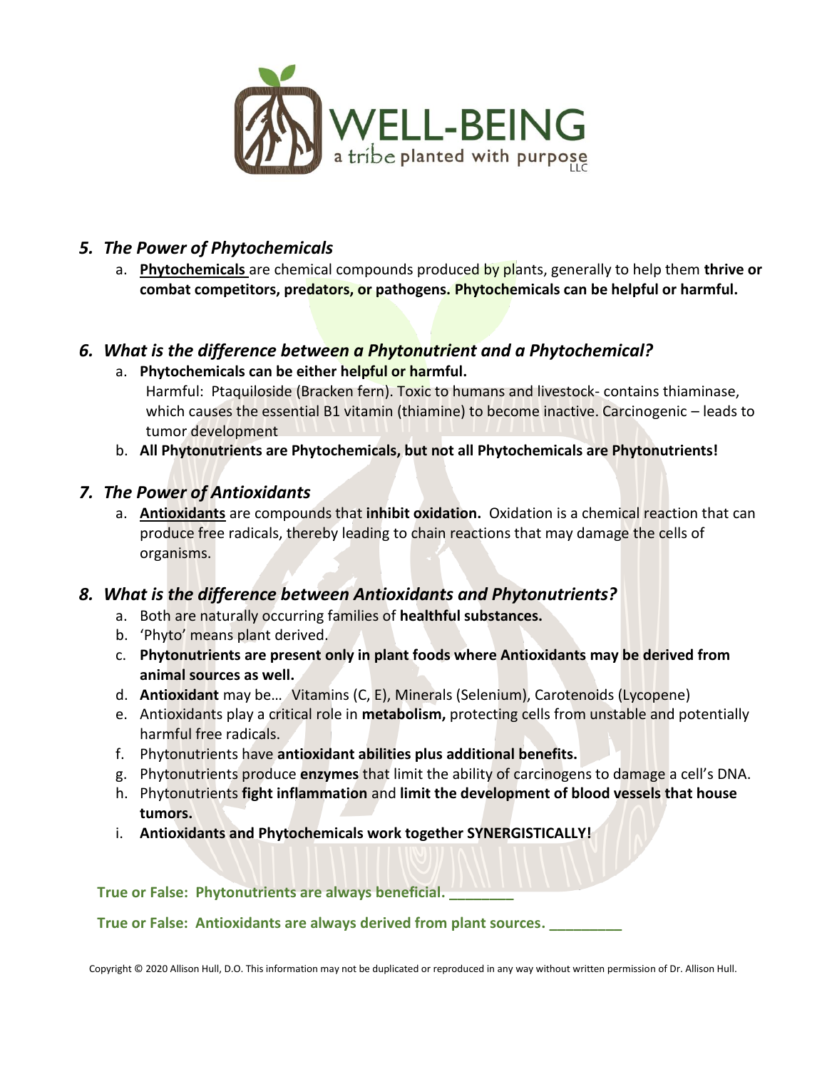WELL-BEING
a tribe planted with purpose LLC

### *5. The Power of Phytochemicals*

a. **<u>Phytochemicals</u>** are chemical compounds produced by plants, generally to help them **thrive or combat competitors, predators, or pathogens. Phytochemicals can be helpful or harmful.**

### *6. What is the difference between a Phytonutrient and a Phytochemical?*

a. **Phytochemicals can be either helpful or harmful.**
   Harmful: Ptaquiloside (Bracken fern). Toxic to humans and livestock- contains thiaminase, which causes the essential B1 vitamin (thiamine) to become inactive. Carcinogenic – leads to tumor development

b. **All Phytonutrients are Phytochemicals, but not all Phytochemicals are Phytonutrients!**

### *7. The Power of Antioxidants*

a. **<u>Antioxidants</u>** are compounds that **inhibit oxidation.** Oxidation is a chemical reaction that can produce free radicals, thereby leading to chain reactions that may damage the cells of organisms.

### *8. What is the difference between Antioxidants and Phytonutrients?*

a. Both are naturally occurring families of **healthful substances.**
b. 'Phyto' means plant derived.
c. **Phytonutrients are present only in plant foods where Antioxidants may be derived from animal sources as well.**
d. **Antioxidant** may be… Vitamins (C, E), Minerals (Selenium), Carotenoids (Lycopene)
e. Antioxidants play a critical role in **metabolism,** protecting cells from unstable and potentially harmful free radicals.
f. Phytonutrients have **antioxidant abilities plus additional benefits.**
g. Phytonutrients produce **enzymes** that limit the ability of carcinogens to damage a cell's DNA.
h. Phytonutrients **fight inflammation** and **limit the development of blood vessels that house tumors.**
i. **Antioxidants and Phytochemicals work together SYNERGISTICALLY!**

**True or False: Phytonutrients are always beneficial. ________**

**True or False: Antioxidants are always derived from plant sources. _________**

Copyright © 2020 Allison Hull, D.O. This information may not be duplicated or reproduced in any way without written permission of Dr. Allison Hull.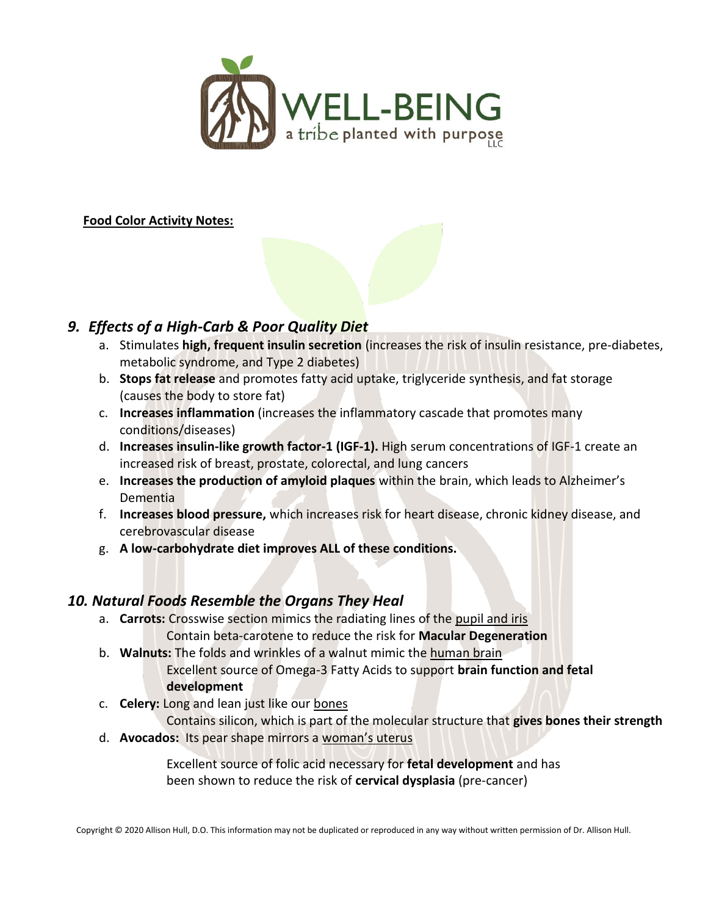**Food Color Activity Notes:**

## *9. Effects of a High-Carb & Poor Quality Diet*

a. Stimulates **high, frequent insulin secretion** (increases the risk of insulin resistance, pre-diabetes, metabolic syndrome, and Type 2 diabetes)
b. **Stops fat release** and promotes fatty acid uptake, triglyceride synthesis, and fat storage (causes the body to store fat)
c. **Increases inflammation** (increases the inflammatory cascade that promotes many conditions/diseases)
d. **Increases insulin-like growth factor-1 (IGF-1).** High serum concentrations of IGF-1 create an increased risk of breast, prostate, colorectal, and lung cancers
e. **Increases the production of amyloid plaques** within the brain, which leads to Alzheimer's Dementia
f. **Increases blood pressure,** which increases risk for heart disease, chronic kidney disease, and cerebrovascular disease
g. **A low-carbohydrate diet improves ALL of these conditions.**

## *10. Natural Foods Resemble the Organs They Heal*

a. **Carrots:** Crosswise section mimics the radiating lines of the pupil and iris
   Contain beta-carotene to reduce the risk for **Macular Degeneration**
b. **Walnuts:** The folds and wrinkles of a walnut mimic the human brain
   Excellent source of Omega-3 Fatty Acids to support **brain function and fetal development**
c. **Celery:** Long and lean just like our bones
   Contains silicon, which is part of the molecular structure that **gives bones their strength**
d. **Avocados:** Its pear shape mirrors a woman's uterus
   Excellent source of folic acid necessary for **fetal development** and has been shown to reduce the risk of **cervical dysplasia** (pre-cancer)

Copyright © 2020 Allison Hull, D.O. This information may not be duplicated or reproduced in any way without written permission of Dr. Allison Hull.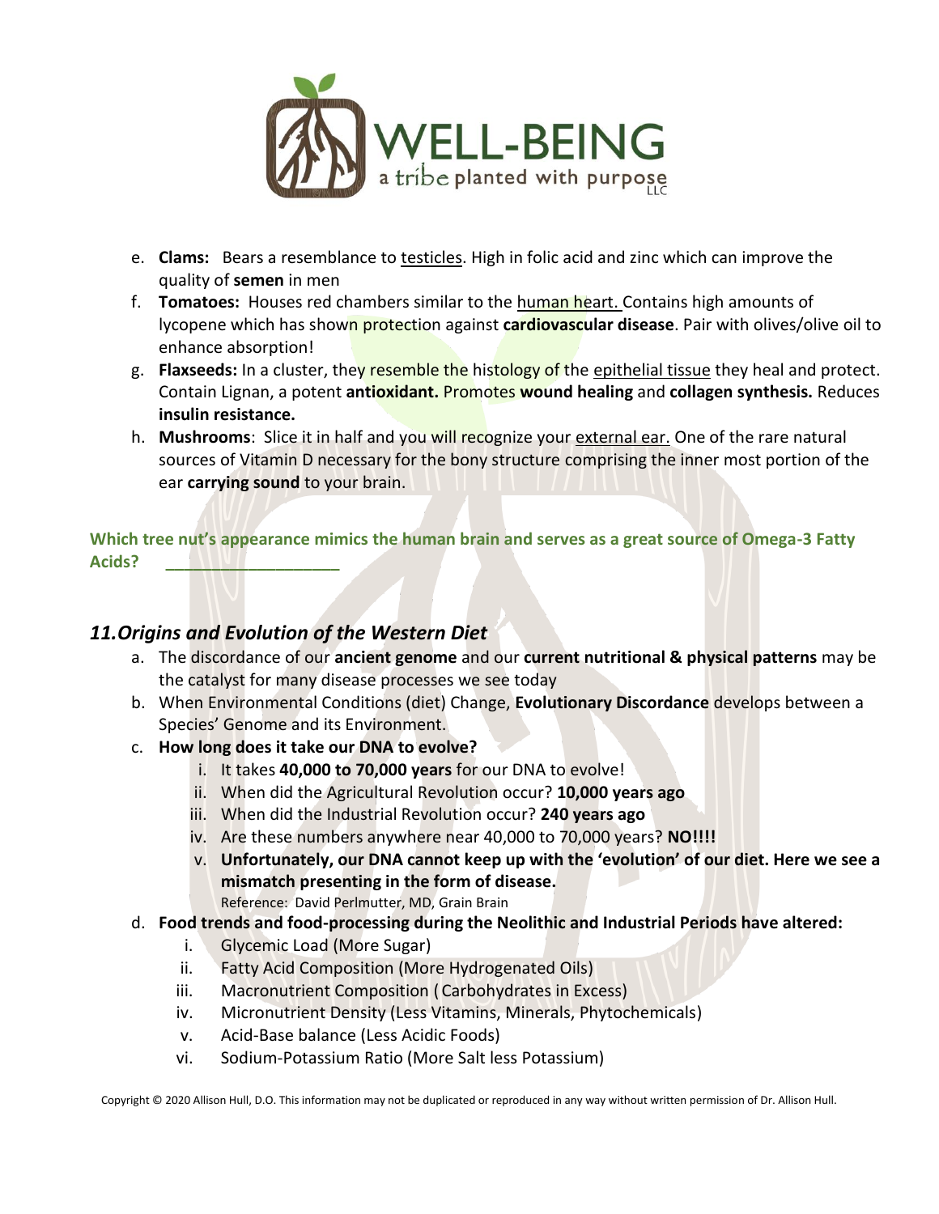e. **Clams:** Bears a resemblance to testicles. High in folic acid and zinc which can improve the quality of **semen** in men
f. **Tomatoes:** Houses red chambers similar to the human heart. Contains high amounts of lycopene which has shown protection against **cardiovascular disease**. Pair with olives/olive oil to enhance absorption!
g. **Flaxseeds:** In a cluster, they resemble the histology of the epithelial tissue they heal and protect. Contain Lignan, a potent **antioxidant.** Promotes **wound healing** and **collagen synthesis.** Reduces **insulin resistance.**
h. **Mushrooms**: Slice it in half and you will recognize your external ear. One of the rare natural sources of Vitamin D necessary for the bony structure comprising the inner most portion of the ear **carrying sound** to your brain.

**Which tree nut's appearance mimics the human brain and serves as a great source of Omega-3 Fatty Acids? ___________________**

## *11. Origins and Evolution of the Western Diet*

a. The discordance of our **ancient genome** and our **current nutritional & physical patterns** may be the catalyst for many disease processes we see today
b. When Environmental Conditions (diet) Change, **Evolutionary Discordance** develops between a Species' Genome and its Environment.
c. **How long does it take our DNA to evolve?**
   i. It takes **40,000 to 70,000 years** for our DNA to evolve!
   ii. When did the Agricultural Revolution occur? **10,000 years ago**
   iii. When did the Industrial Revolution occur? **240 years ago**
   iv. Are these numbers anywhere near 40,000 to 70,000 years? **NO!!!!**
   v. **Unfortunately, our DNA cannot keep up with the 'evolution' of our diet. Here we see a mismatch presenting in the form of disease.**
   Reference: David Perlmutter, MD, Grain Brain
d. **Food trends and food-processing during the Neolithic and Industrial Periods have altered:**
   i. Glycemic Load (More Sugar)
   ii. Fatty Acid Composition (More Hydrogenated Oils)
   iii. Macronutrient Composition (Carbohydrates in Excess)
   iv. Micronutrient Density (Less Vitamins, Minerals, Phytochemicals)
   v. Acid-Base balance (Less Acidic Foods)
   vi. Sodium-Potassium Ratio (More Salt less Potassium)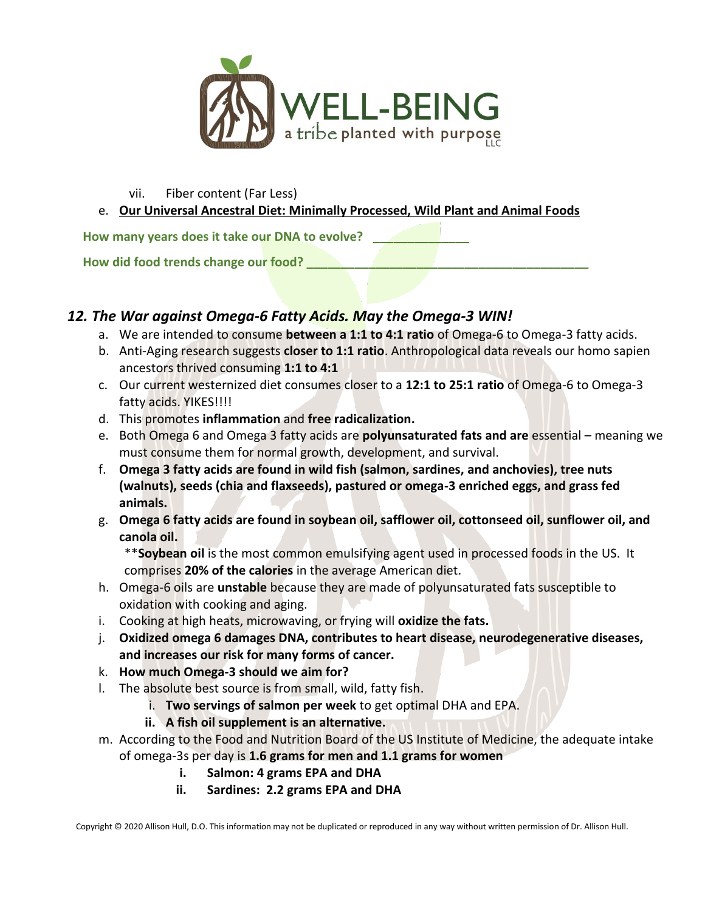vii. Fiber content (Far Less)

e. **Our Universal Ancestral Diet: Minimally Processed, Wild Plant and Animal Foods**

**How many years does it take our DNA to evolve? ______________**

**How did food trends change our food? __________________________________________**

## *12. The War against Omega-6 Fatty Acids. May the Omega-3 WIN!*

a. We are intended to consume **between a 1:1 to 4:1 ratio** of Omega-6 to Omega-3 fatty acids.
b. Anti-Aging research suggests **closer to 1:1 ratio**. Anthropological data reveals our homo sapien ancestors thrived consuming **1:1 to 4:1**
c. Our current westernized diet consumes closer to a **12:1 to 25:1 ratio** of Omega-6 to Omega-3 fatty acids. YIKES!!!!
d. This promotes **inflammation** and **free radicalization.**
e. Both Omega 6 and Omega 3 fatty acids are **polyunsaturated fats and are** essential – meaning we must consume them for normal growth, development, and survival.
f. **Omega 3 fatty acids are found in wild fish (salmon, sardines, and anchovies), tree nuts (walnuts), seeds (chia and flaxseeds), pastured or omega-3 enriched eggs, and grass fed animals.**
g. **Omega 6 fatty acids are found in soybean oil, safflower oil, cottonseed oil, sunflower oil, and canola oil.**

   ****Soybean oil** is the most common emulsifying agent used in processed foods in the US. It comprises **20% of the calories** in the average American diet.
h. Omega-6 oils are **unstable** because they are made of polyunsaturated fats susceptible to oxidation with cooking and aging.
i. Cooking at high heats, microwaving, or frying will **oxidize the fats.**
j. **Oxidized omega 6 damages DNA, contributes to heart disease, neurodegenerative diseases, and increases our risk for many forms of cancer.**
k. **How much Omega-3 should we aim for?**
l. The absolute best source is from small, wild, fatty fish.
   i. **Two servings of salmon per week** to get optimal DHA and EPA.
   ii. **A fish oil supplement is an alternative.**
m. According to the Food and Nutrition Board of the US Institute of Medicine, the adequate intake of omega-3s per day is **1.6 grams for men and 1.1 grams for women**
   i. **Salmon: 4 grams EPA and DHA**
   ii. **Sardines: 2.2 grams EPA and DHA**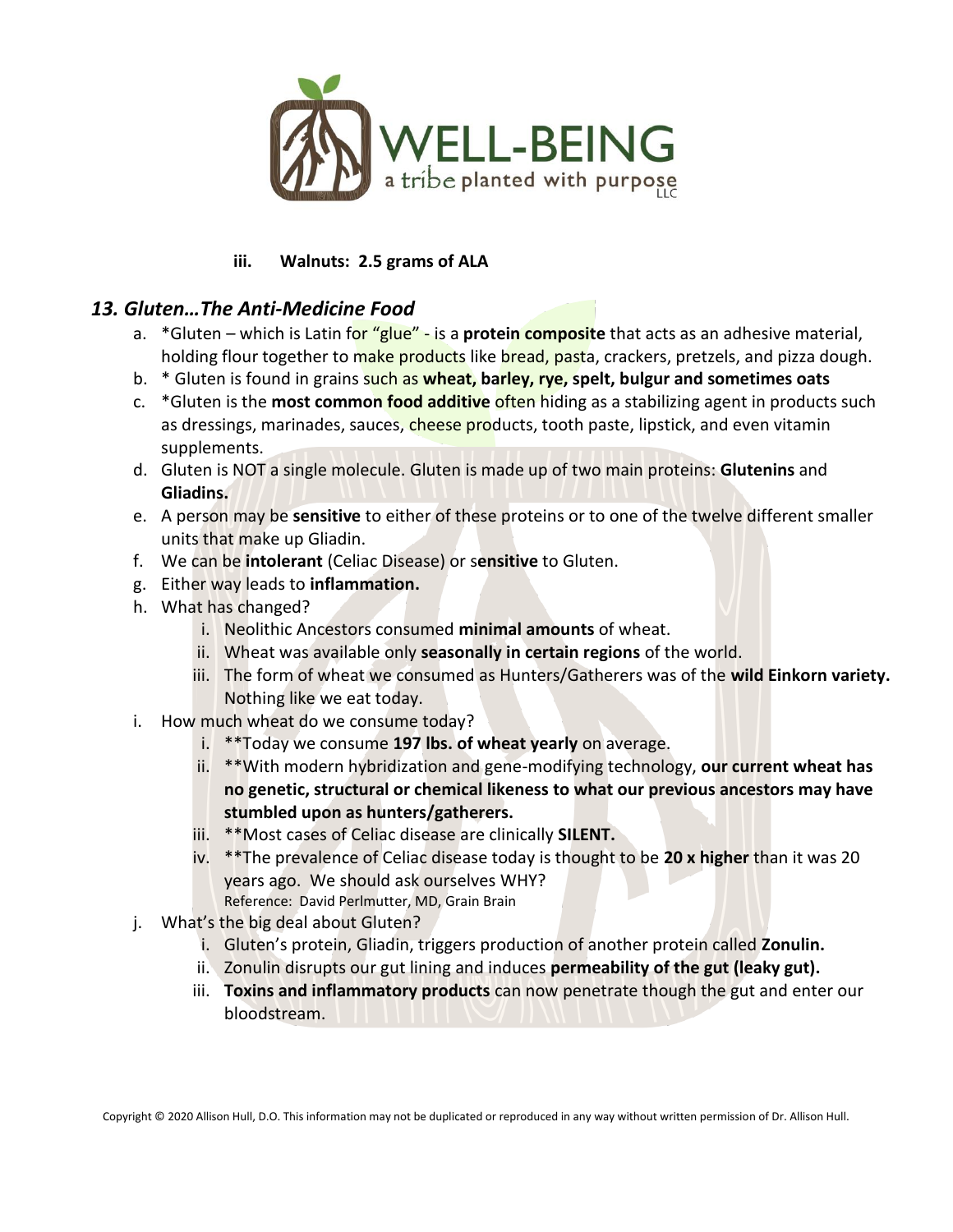iii. **Walnuts: 2.5 grams of ALA**

## *13. Gluten…The Anti-Medicine Food*

a. *Gluten – which is Latin for "glue" - is a **protein composite** that acts as an adhesive material, holding flour together to make products like bread, pasta, crackers, pretzels, and pizza dough.

b. * Gluten is found in grains such as **wheat, barley, rye, spelt, bulgur and sometimes oats**

c. *Gluten is the **most common food additive** often hiding as a stabilizing agent in products such as dressings, marinades, sauces, cheese products, tooth paste, lipstick, and even vitamin supplements.

d. Gluten is NOT a single molecule. Gluten is made up of two main proteins: **Glutenins** and **Gliadins.**

e. A person may be **sensitive** to either of these proteins or to one of the twelve different smaller units that make up Gliadin.

f. We can be **intolerant** (Celiac Disease) or s**ensitive** to Gluten.

g. Either way leads to **inflammation.**

h. What has changed?
   i. Neolithic Ancestors consumed **minimal amounts** of wheat.
   ii. Wheat was available only **seasonally in certain regions** of the world.
   iii. The form of wheat we consumed as Hunters/Gatherers was of the **wild Einkorn variety.** Nothing like we eat today.

i. How much wheat do we consume today?
   i. **Today we consume **197 lbs. of wheat yearly** on average.
   ii. **With modern hybridization and gene-modifying technology, **our current wheat has no genetic, structural or chemical likeness to what our previous ancestors may have stumbled upon as hunters/gatherers.**
   iii. **Most cases of Celiac disease are clinically **SILENT.**
   iv. **The prevalence of Celiac disease today is thought to be **20 x higher** than it was 20 years ago. We should ask ourselves WHY?
   Reference: David Perlmutter, MD, Grain Brain

j. What's the big deal about Gluten?
   i. Gluten's protein, Gliadin, triggers production of another protein called **Zonulin.**
   ii. Zonulin disrupts our gut lining and induces **permeability of the gut (leaky gut).**
   iii. **Toxins and inflammatory products** can now penetrate though the gut and enter our bloodstream.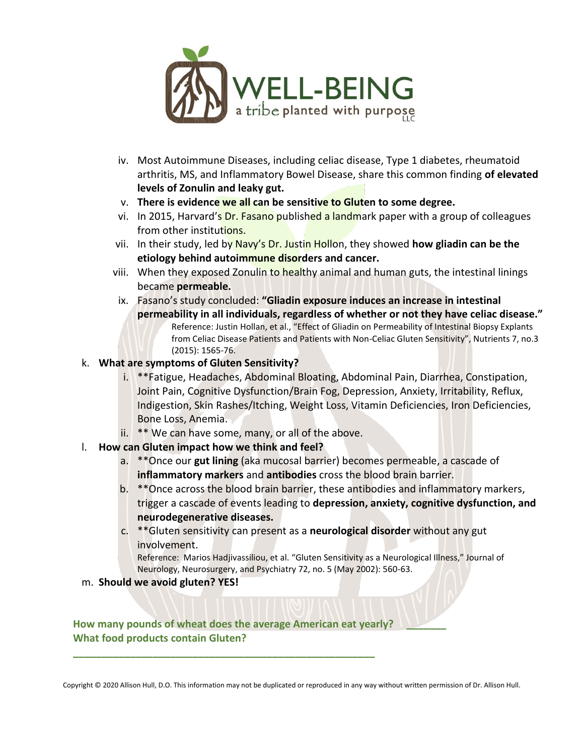iv. Most Autoimmune Diseases, including celiac disease, Type 1 diabetes, rheumatoid arthritis, MS, and Inflammatory Bowel Disease, share this common finding **of elevated levels of Zonulin and leaky gut.**

v. **There is evidence we all can be sensitive to Gluten to some degree.**

vi. In 2015, Harvard's Dr. Fasano published a landmark paper with a group of colleagues from other institutions.

vii. In their study, led by Navy's Dr. Justin Hollon, they showed **how gliadin can be the etiology behind autoimmune disorders and cancer.**

viii. When they exposed Zonulin to healthy animal and human guts, the intestinal linings became **permeable.**

ix. Fasano's study concluded: **"Gliadin exposure induces an increase in intestinal permeability in all individuals, regardless of whether or not they have celiac disease."**

Reference: Justin Hollan, et al., "Effect of Gliadin on Permeability of Intestinal Biopsy Explants from Celiac Disease Patients and Patients with Non-Celiac Gluten Sensitivity", Nutrients 7, no.3 (2015): 1565-76.

k. **What are symptoms of Gluten Sensitivity?**

i. **Fatigue, Headaches, Abdominal Bloating, Abdominal Pain, Diarrhea, Constipation, Joint Pain, Cognitive Dysfunction/Brain Fog, Depression, Anxiety, Irritability, Reflux, Indigestion, Skin Rashes/Itching, Weight Loss, Vitamin Deficiencies, Iron Deficiencies, Bone Loss, Anemia.

ii. ** We can have some, many, or all of the above.

l. **How can Gluten impact how we think and feel?**

a. **Once our **gut lining** (aka mucosal barrier) becomes permeable, a cascade of **inflammatory markers** and **antibodies** cross the blood brain barrier.

b. **Once across the blood brain barrier, these antibodies and inflammatory markers, trigger a cascade of events leading to **depression, anxiety, cognitive dysfunction, and neurodegenerative diseases.**

c. **Gluten sensitivity can present as a **neurological disorder** without any gut involvement.

Reference: Marios Hadjivassiliou, et al. "Gluten Sensitivity as a Neurological Illness," Journal of Neurology, Neurosurgery, and Psychiatry 72, no. 5 (May 2002): 560-63.

m. **Should we avoid gluten? YES!**

**How many pounds of wheat does the average American eat yearly?** _______

**What food products contain Gluten?**

_______________________________________________________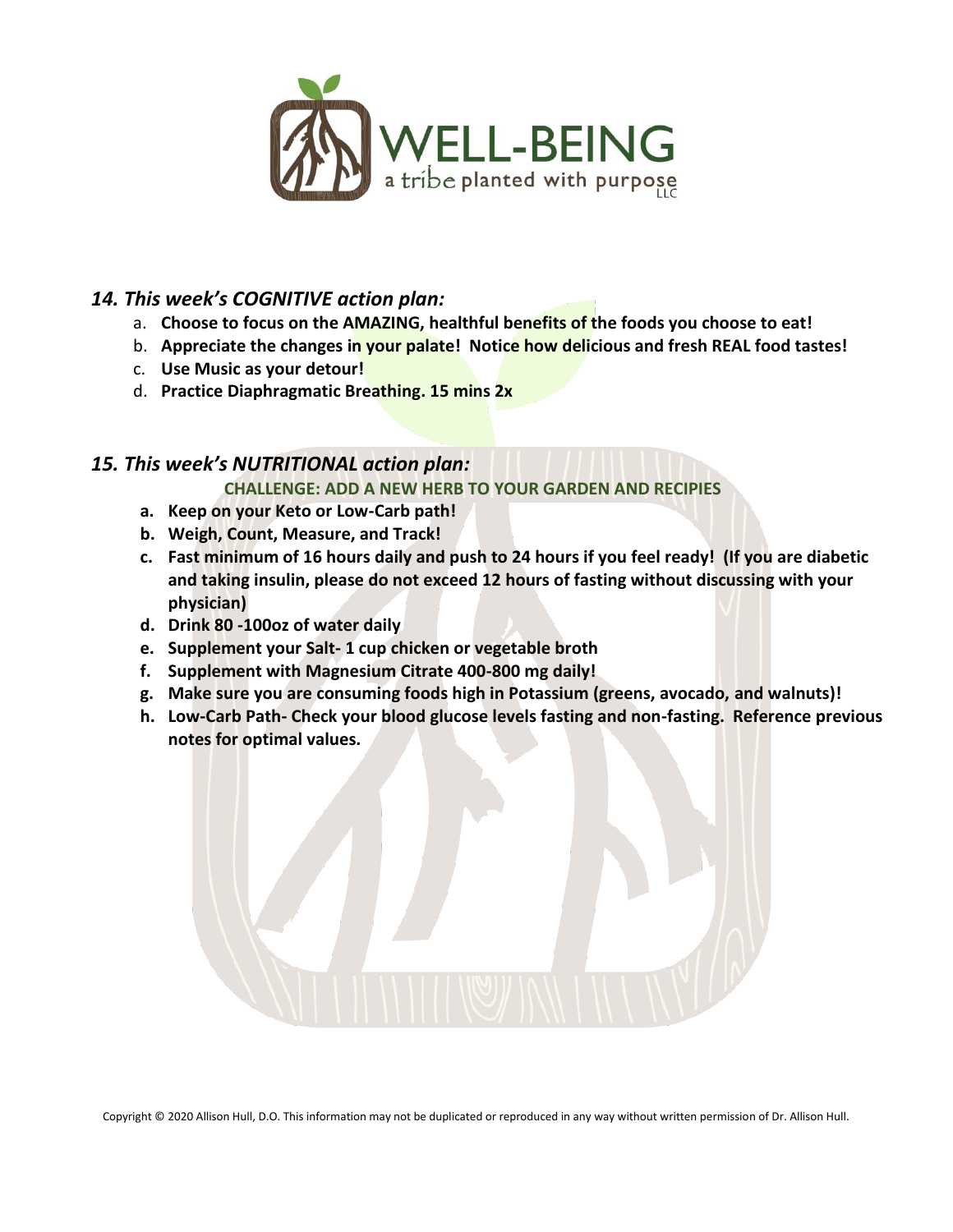## *14. This week's COGNITIVE action plan:*

a. **Choose to focus on the AMAZING, healthful benefits of the foods you choose to eat!**
b. **Appreciate the changes in your palate! Notice how delicious and fresh REAL food tastes!**
c. **Use Music as your detour!**
d. **Practice Diaphragmatic Breathing. 15 mins 2x**

## *15. This week's NUTRITIONAL action plan:*

**CHALLENGE: ADD A NEW HERB TO YOUR GARDEN AND RECIPIES**

a. **Keep on your Keto or Low-Carb path!**
b. **Weigh, Count, Measure, and Track!**
c. **Fast minimum of 16 hours daily and push to 24 hours if you feel ready! (If you are diabetic and taking insulin, please do not exceed 12 hours of fasting without discussing with your physician)**
d. **Drink 80 -100oz of water daily**
e. **Supplement your Salt- 1 cup chicken or vegetable broth**
f. **Supplement with Magnesium Citrate 400-800 mg daily!**
g. **Make sure you are consuming foods high in Potassium (greens, avocado, and walnuts)!**
h. **Low-Carb Path- Check your blood glucose levels fasting and non-fasting. Reference previous notes for optimal values.**

Copyright © 2020 Allison Hull, D.O. This information may not be duplicated or reproduced in any way without written permission of Dr. Allison Hull.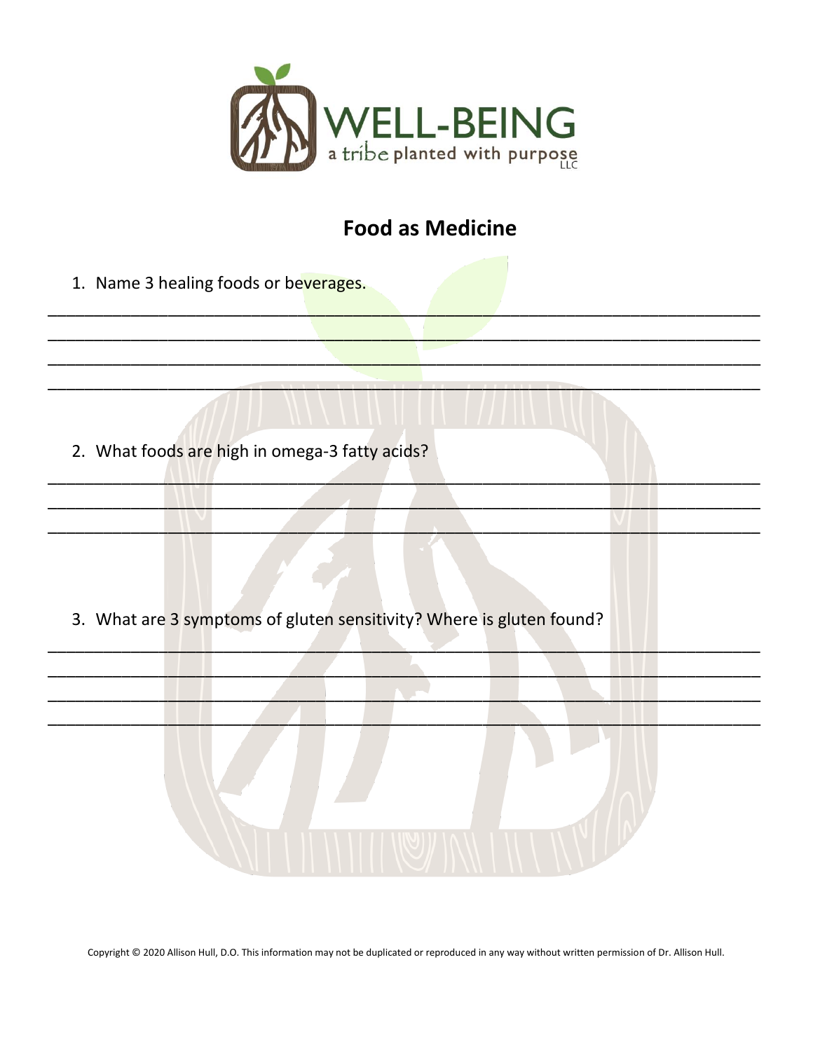WELL-BEING

a tribe planted with purpose LLC

## Food as Medicine

1. Name 3 healing foods or beverages.

______________________________________________________________________________
______________________________________________________________________________
______________________________________________________________________________
______________________________________________________________________________

2. What foods are high in omega-3 fatty acids?

______________________________________________________________________________
______________________________________________________________________________
______________________________________________________________________________

3. What are 3 symptoms of gluten sensitivity? Where is gluten found?

______________________________________________________________________________
______________________________________________________________________________
______________________________________________________________________________
______________________________________________________________________________

Copyright © 2020 Allison Hull, D.O. This information may not be duplicated or reproduced in any way without written permission of Dr. Allison Hull.